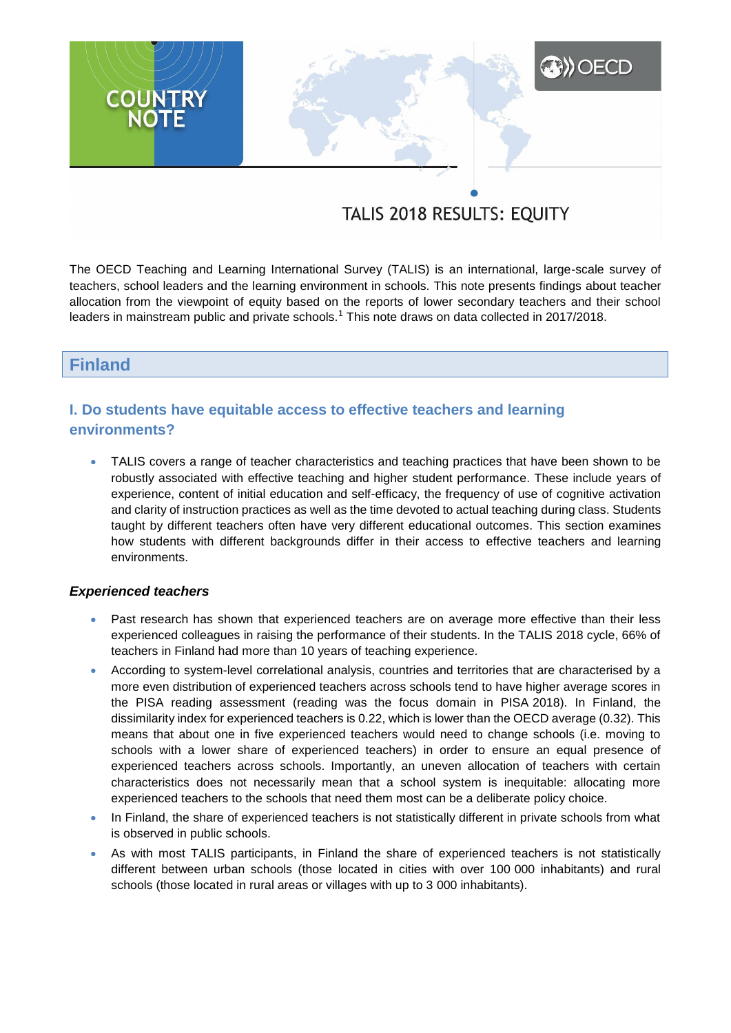COUNTRY NOTE

# TALIS 2018 RESULTS: EQUITY

The OECD Teaching and Learning International Survey (TALIS) is an international, large-scale survey of teachers, school leaders and the learning environment in schools. This note presents findings about teacher allocation from the viewpoint of equity based on the reports of lower secondary teachers and their school leaders in mainstream public and private schools.[1] This note draws on data collected in 2017/2018.

## Finland

### I. Do students have equitable access to effective teachers and learning environments?

- TALIS covers a range of teacher characteristics and teaching practices that have been shown to be robustly associated with effective teaching and higher student performance. These include years of experience, content of initial education and self-efficacy, the frequency of use of cognitive activation and clarity of instruction practices as well as the time devoted to actual teaching during class. Students taught by different teachers often have very different educational outcomes. This section examines how students with different backgrounds differ in their access to effective teachers and learning environments.

#### *Experienced teachers*

- Past research has shown that experienced teachers are on average more effective than their less experienced colleagues in raising the performance of their students. In the TALIS 2018 cycle, 66% of teachers in Finland had more than 10 years of teaching experience.
- According to system-level correlational analysis, countries and territories that are characterised by a more even distribution of experienced teachers across schools tend to have higher average scores in the PISA reading assessment (reading was the focus domain in PISA 2018). In Finland, the dissimilarity index for experienced teachers is 0.22, which is lower than the OECD average (0.32). This means that about one in five experienced teachers would need to change schools (i.e. moving to schools with a lower share of experienced teachers) in order to ensure an equal presence of experienced teachers across schools. Importantly, an uneven allocation of teachers with certain characteristics does not necessarily mean that a school system is inequitable: allocating more experienced teachers to the schools that need them most can be a deliberate policy choice.
- In Finland, the share of experienced teachers is not statistically different in private schools from what is observed in public schools.
- As with most TALIS participants, in Finland the share of experienced teachers is not statistically different between urban schools (those located in cities with over 100 000 inhabitants) and rural schools (those located in rural areas or villages with up to 3 000 inhabitants).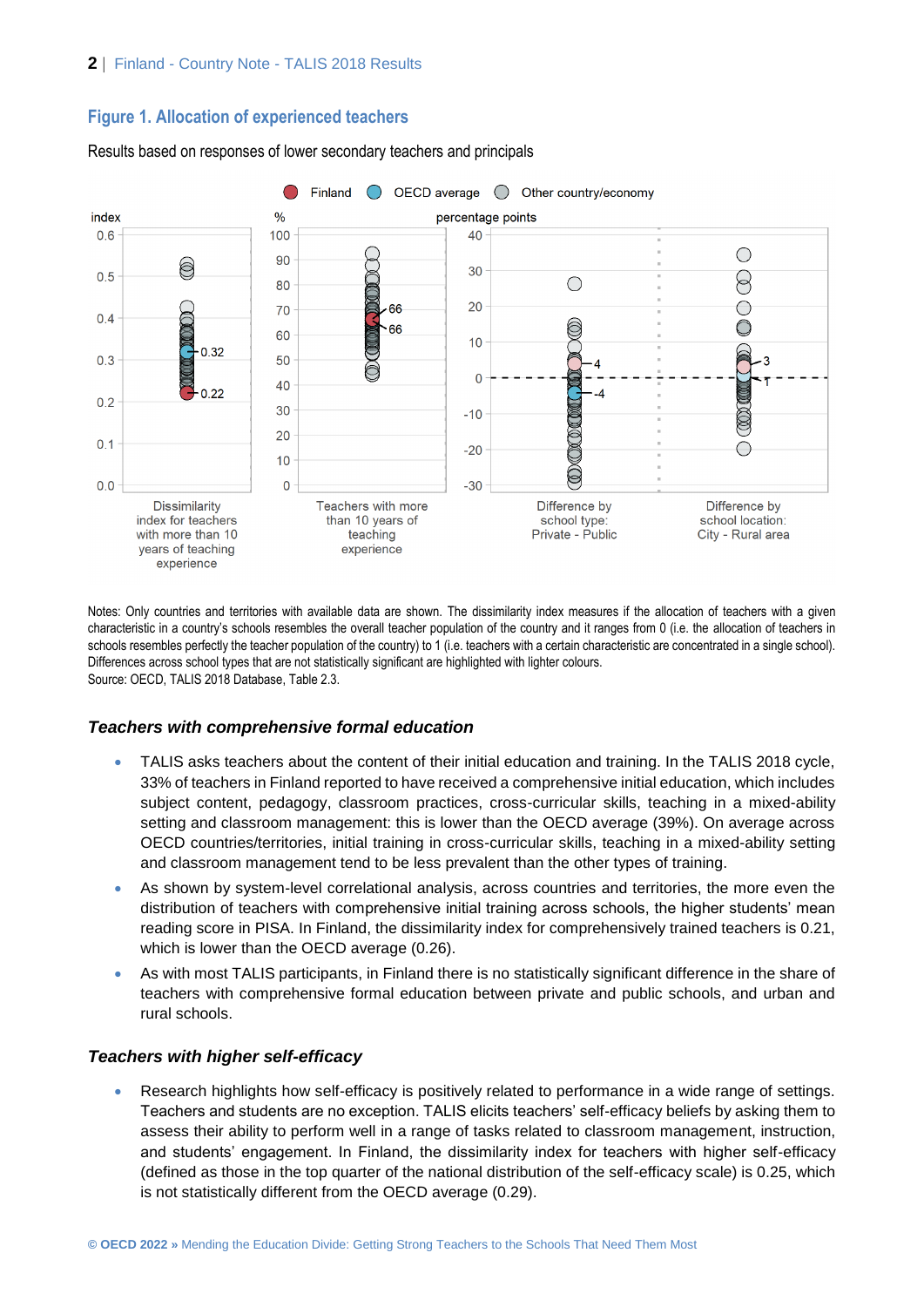### Figure 1. Allocation of experienced teachers

Results based on responses of lower secondary teachers and principals

Notes: Only countries and territories with available data are shown. The dissimilarity index measures if the allocation of teachers with a given characteristic in a country's schools resembles the overall teacher population of the country and it ranges from 0 (i.e. the allocation of teachers in schools resembles perfectly the teacher population of the country) to 1 (i.e. teachers with a certain characteristic are concentrated in a single school). Differences across school types that are not statistically significant are highlighted with lighter colours.
Source: OECD, TALIS 2018 Database, Table 2.3.

### *Teachers with comprehensive formal education*

- TALIS asks teachers about the content of their initial education and training. In the TALIS 2018 cycle, 33% of teachers in Finland reported to have received a comprehensive initial education, which includes subject content, pedagogy, classroom practices, cross-curricular skills, teaching in a mixed-ability setting and classroom management: this is lower than the OECD average (39%). On average across OECD countries/territories, initial training in cross-curricular skills, teaching in a mixed-ability setting and classroom management tend to be less prevalent than the other types of training.
- As shown by system-level correlational analysis, across countries and territories, the more even the distribution of teachers with comprehensive initial training across schools, the higher students' mean reading score in PISA. In Finland, the dissimilarity index for comprehensively trained teachers is 0.21, which is lower than the OECD average (0.26).
- As with most TALIS participants, in Finland there is no statistically significant difference in the share of teachers with comprehensive formal education between private and public schools, and urban and rural schools.

### *Teachers with higher self-efficacy*

- Research highlights how self-efficacy is positively related to performance in a wide range of settings. Teachers and students are no exception. TALIS elicits teachers' self-efficacy beliefs by asking them to assess their ability to perform well in a range of tasks related to classroom management, instruction, and students' engagement. In Finland, the dissimilarity index for teachers with higher self-efficacy (defined as those in the top quarter of the national distribution of the self-efficacy scale) is 0.25, which is not statistically different from the OECD average (0.29).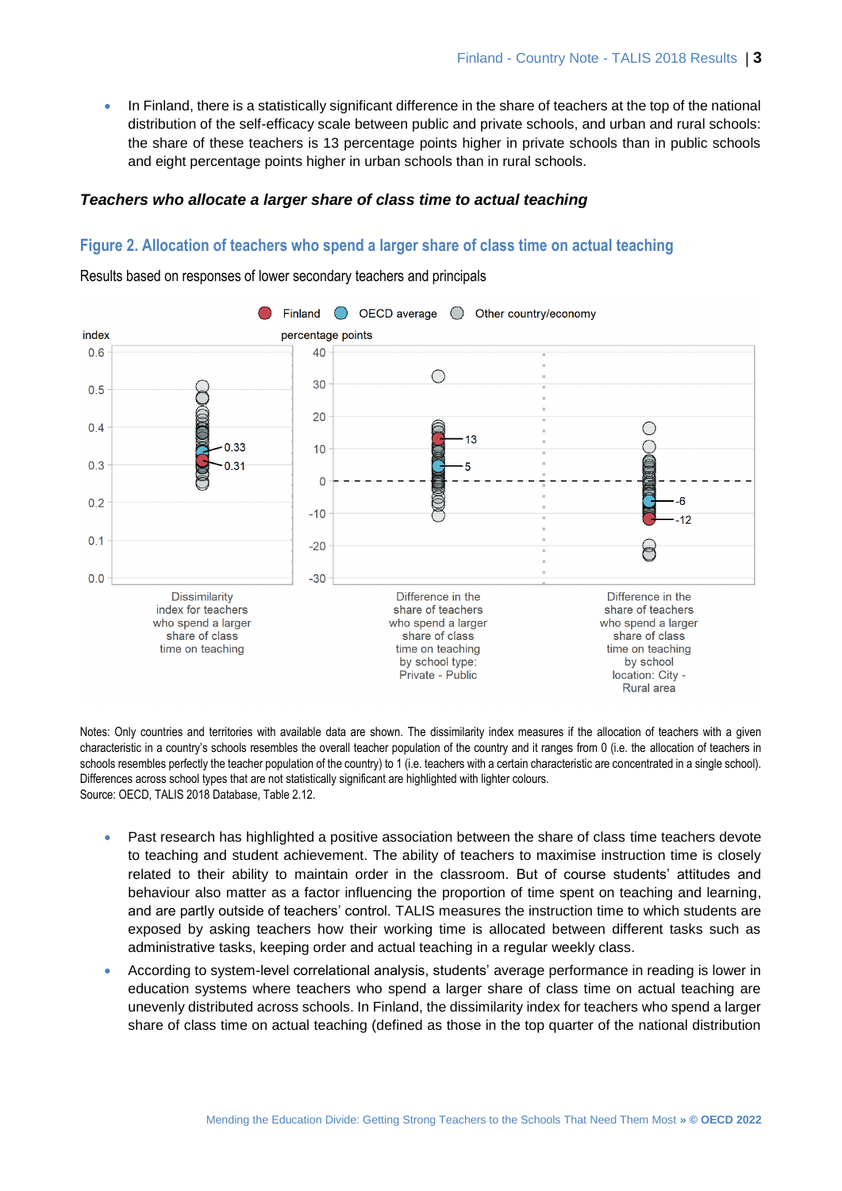- In Finland, there is a statistically significant difference in the share of teachers at the top of the national distribution of the self-efficacy scale between public and private schools, and urban and rural schools: the share of these teachers is 13 percentage points higher in private schools than in public schools and eight percentage points higher in urban schools than in rural schools.

### *Teachers who allocate a larger share of class time to actual teaching*

## Figure 2. Allocation of teachers who spend a larger share of class time on actual teaching

Results based on responses of lower secondary teachers and principals

Notes: Only countries and territories with available data are shown. The dissimilarity index measures if the allocation of teachers with a given characteristic in a country's schools resembles the overall teacher population of the country and it ranges from 0 (i.e. the allocation of teachers in schools resembles perfectly the teacher population of the country) to 1 (i.e. teachers with a certain characteristic are concentrated in a single school). Differences across school types that are not statistically significant are highlighted with lighter colours.
Source: OECD, TALIS 2018 Database, Table 2.12.

- Past research has highlighted a positive association between the share of class time teachers devote to teaching and student achievement. The ability of teachers to maximise instruction time is closely related to their ability to maintain order in the classroom. But of course students' attitudes and behaviour also matter as a factor influencing the proportion of time spent on teaching and learning, and are partly outside of teachers' control. TALIS measures the instruction time to which students are exposed by asking teachers how their working time is allocated between different tasks such as administrative tasks, keeping order and actual teaching in a regular weekly class.
- According to system-level correlational analysis, students' average performance in reading is lower in education systems where teachers who spend a larger share of class time on actual teaching are unevenly distributed across schools. In Finland, the dissimilarity index for teachers who spend a larger share of class time on actual teaching (defined as those in the top quarter of the national distribution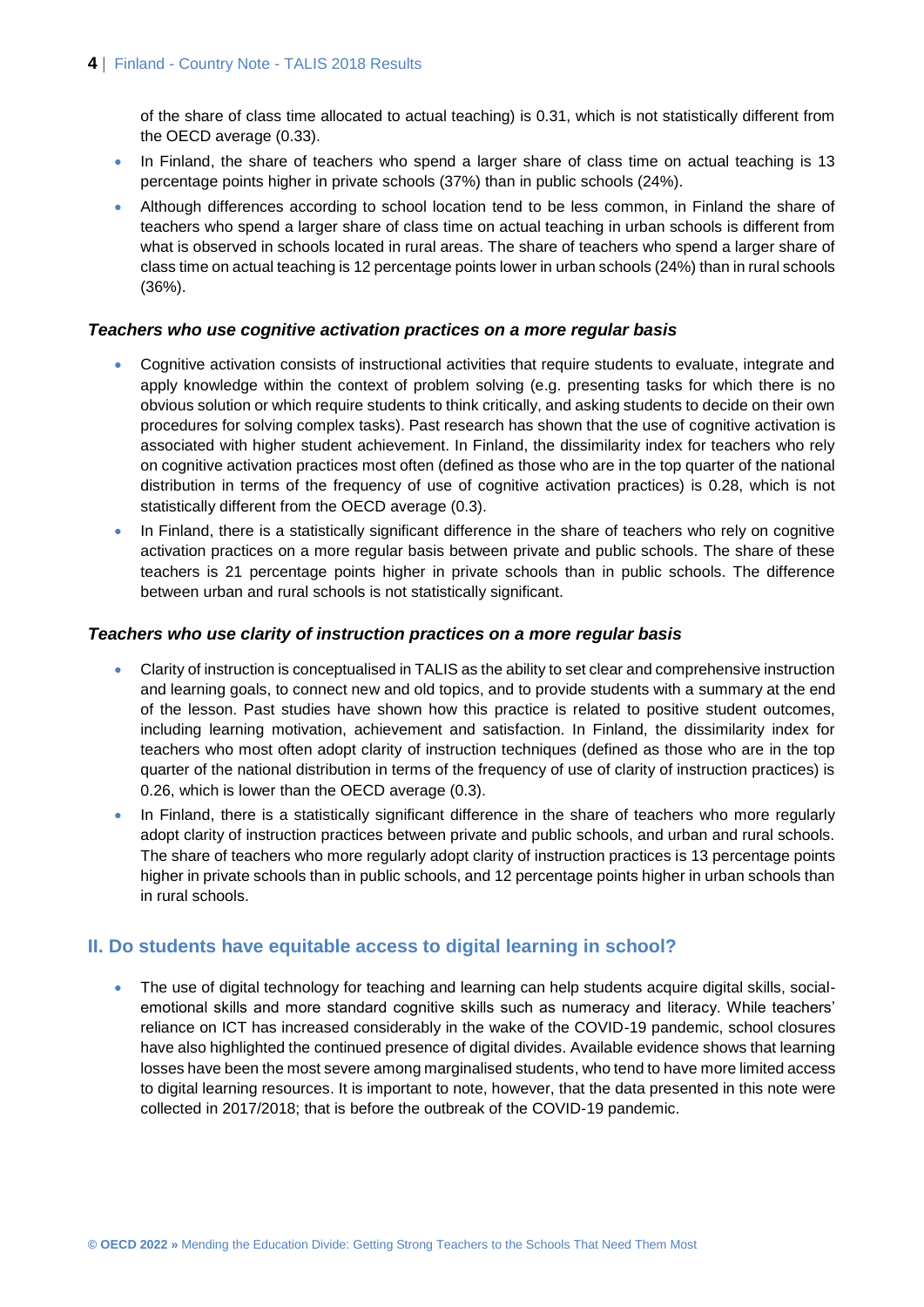of the share of class time allocated to actual teaching) is 0.31, which is not statistically different from the OECD average (0.33).

- In Finland, the share of teachers who spend a larger share of class time on actual teaching is 13 percentage points higher in private schools (37%) than in public schools (24%).
- Although differences according to school location tend to be less common, in Finland the share of teachers who spend a larger share of class time on actual teaching in urban schools is different from what is observed in schools located in rural areas. The share of teachers who spend a larger share of class time on actual teaching is 12 percentage points lower in urban schools (24%) than in rural schools (36%).

### *Teachers who use cognitive activation practices on a more regular basis*

- Cognitive activation consists of instructional activities that require students to evaluate, integrate and apply knowledge within the context of problem solving (e.g. presenting tasks for which there is no obvious solution or which require students to think critically, and asking students to decide on their own procedures for solving complex tasks). Past research has shown that the use of cognitive activation is associated with higher student achievement. In Finland, the dissimilarity index for teachers who rely on cognitive activation practices most often (defined as those who are in the top quarter of the national distribution in terms of the frequency of use of cognitive activation practices) is 0.28, which is not statistically different from the OECD average (0.3).
- In Finland, there is a statistically significant difference in the share of teachers who rely on cognitive activation practices on a more regular basis between private and public schools. The share of these teachers is 21 percentage points higher in private schools than in public schools. The difference between urban and rural schools is not statistically significant.

### *Teachers who use clarity of instruction practices on a more regular basis*

- Clarity of instruction is conceptualised in TALIS as the ability to set clear and comprehensive instruction and learning goals, to connect new and old topics, and to provide students with a summary at the end of the lesson. Past studies have shown how this practice is related to positive student outcomes, including learning motivation, achievement and satisfaction. In Finland, the dissimilarity index for teachers who most often adopt clarity of instruction techniques (defined as those who are in the top quarter of the national distribution in terms of the frequency of use of clarity of instruction practices) is 0.26, which is lower than the OECD average (0.3).
- In Finland, there is a statistically significant difference in the share of teachers who more regularly adopt clarity of instruction practices between private and public schools, and urban and rural schools. The share of teachers who more regularly adopt clarity of instruction practices is 13 percentage points higher in private schools than in public schools, and 12 percentage points higher in urban schools than in rural schools.

## II. Do students have equitable access to digital learning in school?

- The use of digital technology for teaching and learning can help students acquire digital skills, social-emotional skills and more standard cognitive skills such as numeracy and literacy. While teachers' reliance on ICT has increased considerably in the wake of the COVID-19 pandemic, school closures have also highlighted the continued presence of digital divides. Available evidence shows that learning losses have been the most severe among marginalised students, who tend to have more limited access to digital learning resources. It is important to note, however, that the data presented in this note were collected in 2017/2018; that is before the outbreak of the COVID-19 pandemic.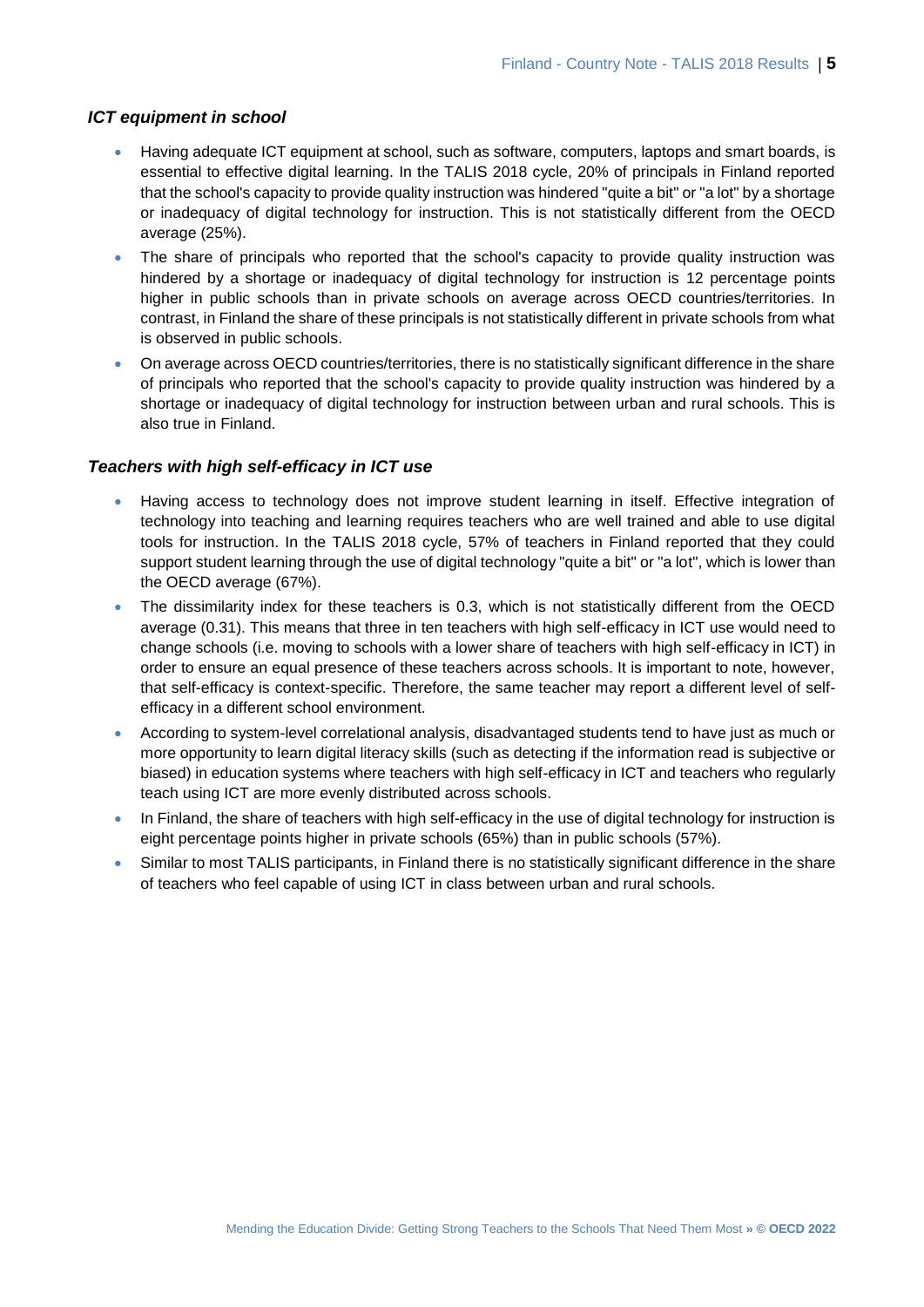### *ICT equipment in school*

- Having adequate ICT equipment at school, such as software, computers, laptops and smart boards, is essential to effective digital learning. In the TALIS 2018 cycle, 20% of principals in Finland reported that the school's capacity to provide quality instruction was hindered "quite a bit" or "a lot" by a shortage or inadequacy of digital technology for instruction. This is not statistically different from the OECD average (25%).
- The share of principals who reported that the school's capacity to provide quality instruction was hindered by a shortage or inadequacy of digital technology for instruction is 12 percentage points higher in public schools than in private schools on average across OECD countries/territories. In contrast, in Finland the share of these principals is not statistically different in private schools from what is observed in public schools.
- On average across OECD countries/territories, there is no statistically significant difference in the share of principals who reported that the school's capacity to provide quality instruction was hindered by a shortage or inadequacy of digital technology for instruction between urban and rural schools. This is also true in Finland.

### *Teachers with high self-efficacy in ICT use*

- Having access to technology does not improve student learning in itself. Effective integration of technology into teaching and learning requires teachers who are well trained and able to use digital tools for instruction. In the TALIS 2018 cycle, 57% of teachers in Finland reported that they could support student learning through the use of digital technology "quite a bit" or "a lot", which is lower than the OECD average (67%).
- The dissimilarity index for these teachers is 0.3, which is not statistically different from the OECD average (0.31). This means that three in ten teachers with high self-efficacy in ICT use would need to change schools (i.e. moving to schools with a lower share of teachers with high self-efficacy in ICT) in order to ensure an equal presence of these teachers across schools. It is important to note, however, that self-efficacy is context-specific. Therefore, the same teacher may report a different level of self-efficacy in a different school environment.
- According to system-level correlational analysis, disadvantaged students tend to have just as much or more opportunity to learn digital literacy skills (such as detecting if the information read is subjective or biased) in education systems where teachers with high self-efficacy in ICT and teachers who regularly teach using ICT are more evenly distributed across schools.
- In Finland, the share of teachers with high self-efficacy in the use of digital technology for instruction is eight percentage points higher in private schools (65%) than in public schools (57%).
- Similar to most TALIS participants, in Finland there is no statistically significant difference in the share of teachers who feel capable of using ICT in class between urban and rural schools.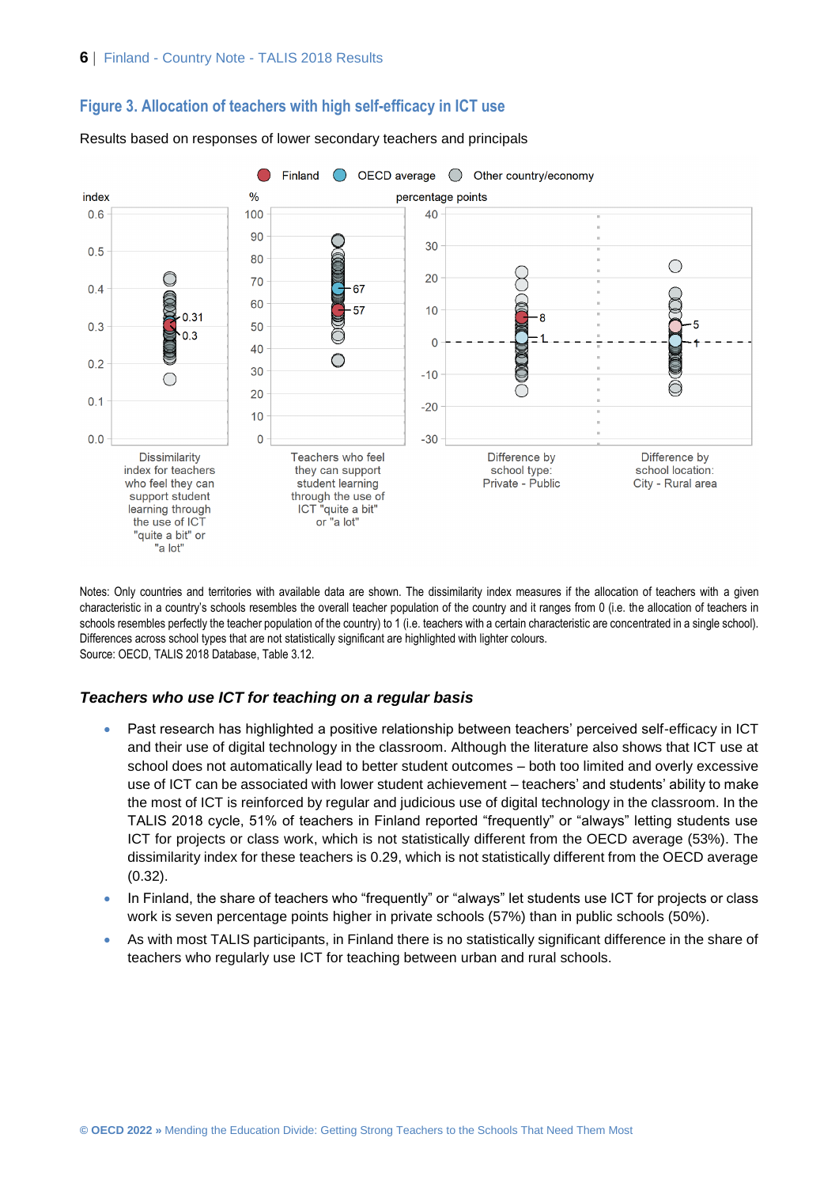## Figure 3. Allocation of teachers with high self-efficacy in ICT use

Results based on responses of lower secondary teachers and principals

Notes: Only countries and territories with available data are shown. The dissimilarity index measures if the allocation of teachers with a given characteristic in a country's schools resembles the overall teacher population of the country and it ranges from 0 (i.e. the allocation of teachers in schools resembles perfectly the teacher population of the country) to 1 (i.e. teachers with a certain characteristic are concentrated in a single school). Differences across school types that are not statistically significant are highlighted with lighter colours.
Source: OECD, TALIS 2018 Database, Table 3.12.

### *Teachers who use ICT for teaching on a regular basis*

- Past research has highlighted a positive relationship between teachers' perceived self-efficacy in ICT and their use of digital technology in the classroom. Although the literature also shows that ICT use at school does not automatically lead to better student outcomes – both too limited and overly excessive use of ICT can be associated with lower student achievement – teachers' and students' ability to make the most of ICT is reinforced by regular and judicious use of digital technology in the classroom. In the TALIS 2018 cycle, 51% of teachers in Finland reported "frequently" or "always" letting students use ICT for projects or class work, which is not statistically different from the OECD average (53%). The dissimilarity index for these teachers is 0.29, which is not statistically different from the OECD average (0.32).
- In Finland, the share of teachers who "frequently" or "always" let students use ICT for projects or class work is seven percentage points higher in private schools (57%) than in public schools (50%).
- As with most TALIS participants, in Finland there is no statistically significant difference in the share of teachers who regularly use ICT for teaching between urban and rural schools.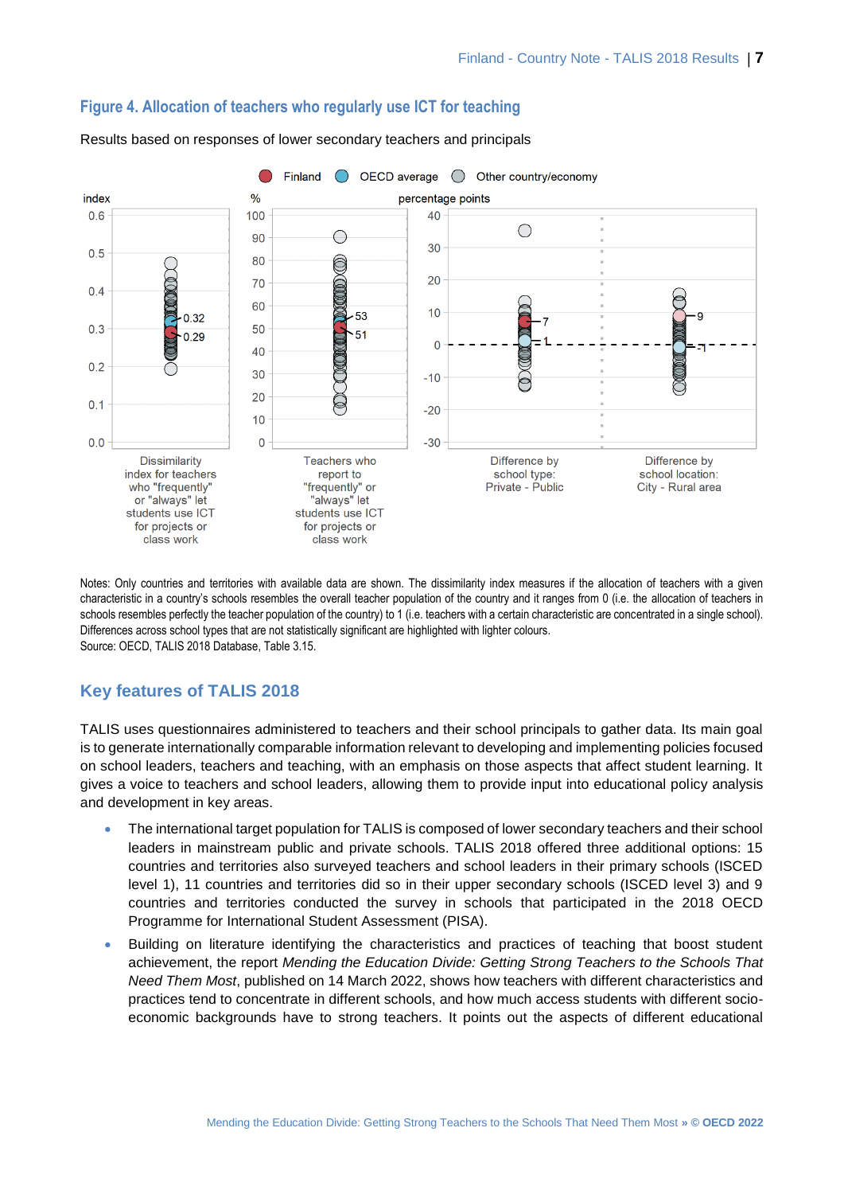### Figure 4. Allocation of teachers who regularly use ICT for teaching

Results based on responses of lower secondary teachers and principals

Notes: Only countries and territories with available data are shown. The dissimilarity index measures if the allocation of teachers with a given characteristic in a country's schools resembles the overall teacher population of the country and it ranges from 0 (i.e. the allocation of teachers in schools resembles perfectly the teacher population of the country) to 1 (i.e. teachers with a certain characteristic are concentrated in a single school). Differences across school types that are not statistically significant are highlighted with lighter colours.
Source: OECD, TALIS 2018 Database, Table 3.15.

## Key features of TALIS 2018

TALIS uses questionnaires administered to teachers and their school principals to gather data. Its main goal is to generate internationally comparable information relevant to developing and implementing policies focused on school leaders, teachers and teaching, with an emphasis on those aspects that affect student learning. It gives a voice to teachers and school leaders, allowing them to provide input into educational policy analysis and development in key areas.

- The international target population for TALIS is composed of lower secondary teachers and their school leaders in mainstream public and private schools. TALIS 2018 offered three additional options: 15 countries and territories also surveyed teachers and school leaders in their primary schools (ISCED level 1), 11 countries and territories did so in their upper secondary schools (ISCED level 3) and 9 countries and territories conducted the survey in schools that participated in the 2018 OECD Programme for International Student Assessment (PISA).
- Building on literature identifying the characteristics and practices of teaching that boost student achievement, the report *Mending the Education Divide: Getting Strong Teachers to the Schools That Need Them Most*, published on 14 March 2022, shows how teachers with different characteristics and practices tend to concentrate in different schools, and how much access students with different socio-economic backgrounds have to strong teachers. It points out the aspects of different educational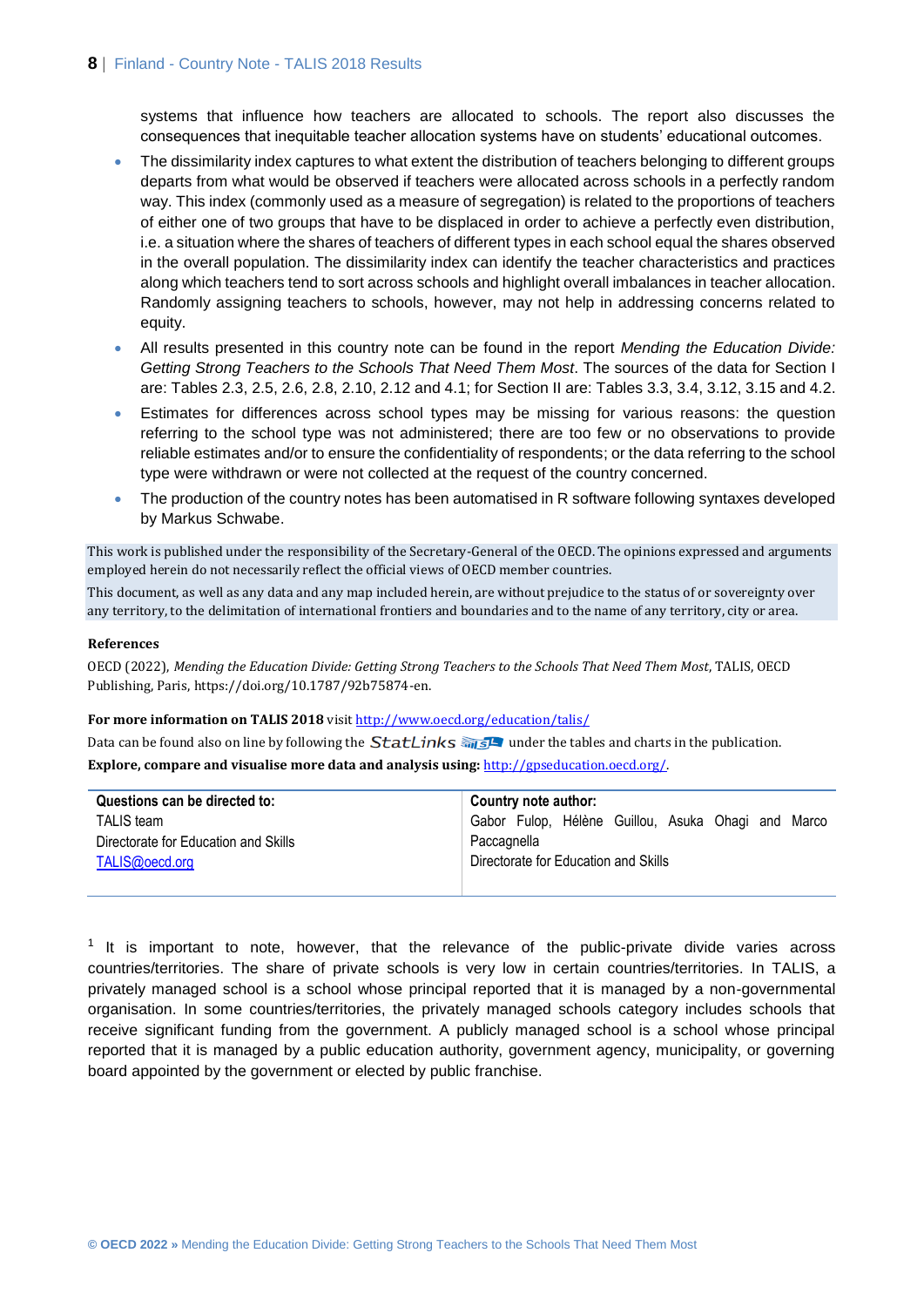systems that influence how teachers are allocated to schools. The report also discusses the consequences that inequitable teacher allocation systems have on students' educational outcomes.

- The dissimilarity index captures to what extent the distribution of teachers belonging to different groups departs from what would be observed if teachers were allocated across schools in a perfectly random way. This index (commonly used as a measure of segregation) is related to the proportions of teachers of either one of two groups that have to be displaced in order to achieve a perfectly even distribution, i.e. a situation where the shares of teachers of different types in each school equal the shares observed in the overall population. The dissimilarity index can identify the teacher characteristics and practices along which teachers tend to sort across schools and highlight overall imbalances in teacher allocation. Randomly assigning teachers to schools, however, may not help in addressing concerns related to equity.
- All results presented in this country note can be found in the report *Mending the Education Divide: Getting Strong Teachers to the Schools That Need Them Most*. The sources of the data for Section I are: Tables 2.3, 2.5, 2.6, 2.8, 2.10, 2.12 and 4.1; for Section II are: Tables 3.3, 3.4, 3.12, 3.15 and 4.2.
- Estimates for differences across school types may be missing for various reasons: the question referring to the school type was not administered; there are too few or no observations to provide reliable estimates and/or to ensure the confidentiality of respondents; or the data referring to the school type were withdrawn or were not collected at the request of the country concerned.
- The production of the country notes has been automatised in R software following syntaxes developed by Markus Schwabe.

This work is published under the responsibility of the Secretary-General of the OECD. The opinions expressed and arguments employed herein do not necessarily reflect the official views of OECD member countries.

This document, as well as any data and any map included herein, are without prejudice to the status of or sovereignty over any territory, to the delimitation of international frontiers and boundaries and to the name of any territory, city or area.

**References**

OECD (2022), *Mending the Education Divide: Getting Strong Teachers to the Schools That Need Them Most*, TALIS, OECD Publishing, Paris, https://doi.org/10.1787/92b75874-en.

**For more information on TALIS 2018** visit http://www.oecd.org/education/talis/

Data can be found also on line by following the StatLinks under the tables and charts in the publication.

**Explore, compare and visualise more data and analysis using:** http://gpseducation.oecd.org/.

| **Questions can be directed to:** | **Country note author:** |
|---|---|
| TALIS team | Gabor Fulop, Hélène Guillou, Asuka Ohagi and Marco Paccagnella |
| Directorate for Education and Skills | Directorate for Education and Skills |
| TALIS@oecd.org | |

[1] It is important to note, however, that the relevance of the public-private divide varies across countries/territories. The share of private schools is very low in certain countries/territories. In TALIS, a privately managed school is a school whose principal reported that it is managed by a non-governmental organisation. In some countries/territories, the privately managed schools category includes schools that receive significant funding from the government. A publicly managed school is a school whose principal reported that it is managed by a public education authority, government agency, municipality, or governing board appointed by the government or elected by public franchise.